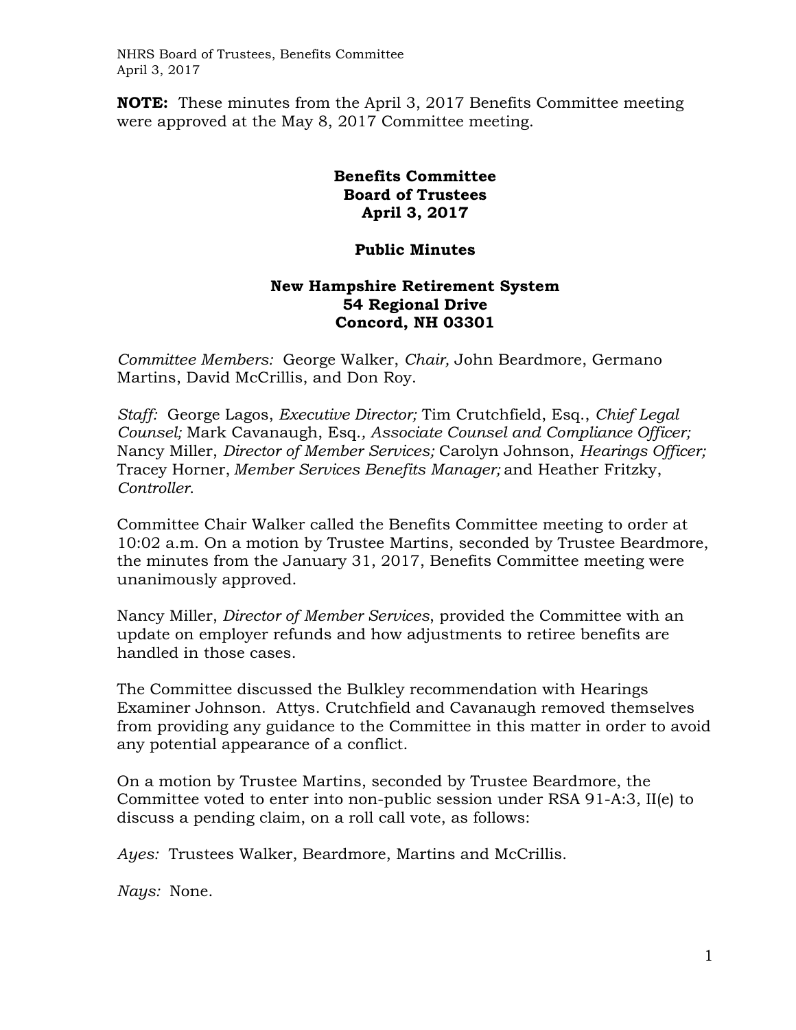**NOTE:** These minutes from the April 3, 2017 Benefits Committee meeting were approved at the May 8, 2017 Committee meeting.

# Benefits Committee
# Board of Trustees
# April 3, 2017

## Public Minutes

### New Hampshire Retirement System
### 54 Regional Drive
### Concord, NH 03301

*Committee Members:* George Walker, *Chair,* John Beardmore, Germano Martins, David McCrillis, and Don Roy.

*Staff:* George Lagos, *Executive Director;* Tim Crutchfield, Esq., *Chief Legal Counsel;* Mark Cavanaugh, Esq.*, Associate Counsel and Compliance Officer;* Nancy Miller, *Director of Member Services;* Carolyn Johnson, *Hearings Officer;* Tracey Horner, *Member Services Benefits Manager;* and Heather Fritzky, *Controller.*

Committee Chair Walker called the Benefits Committee meeting to order at 10:02 a.m. On a motion by Trustee Martins, seconded by Trustee Beardmore, the minutes from the January 31, 2017, Benefits Committee meeting were unanimously approved.

Nancy Miller, *Director of Member Services*, provided the Committee with an update on employer refunds and how adjustments to retiree benefits are handled in those cases.

The Committee discussed the Bulkley recommendation with Hearings Examiner Johnson. Attys. Crutchfield and Cavanaugh removed themselves from providing any guidance to the Committee in this matter in order to avoid any potential appearance of a conflict.

On a motion by Trustee Martins, seconded by Trustee Beardmore, the Committee voted to enter into non-public session under RSA 91-A:3, II(e) to discuss a pending claim, on a roll call vote, as follows:

*Ayes:* Trustees Walker, Beardmore, Martins and McCrillis.

*Nays:* None.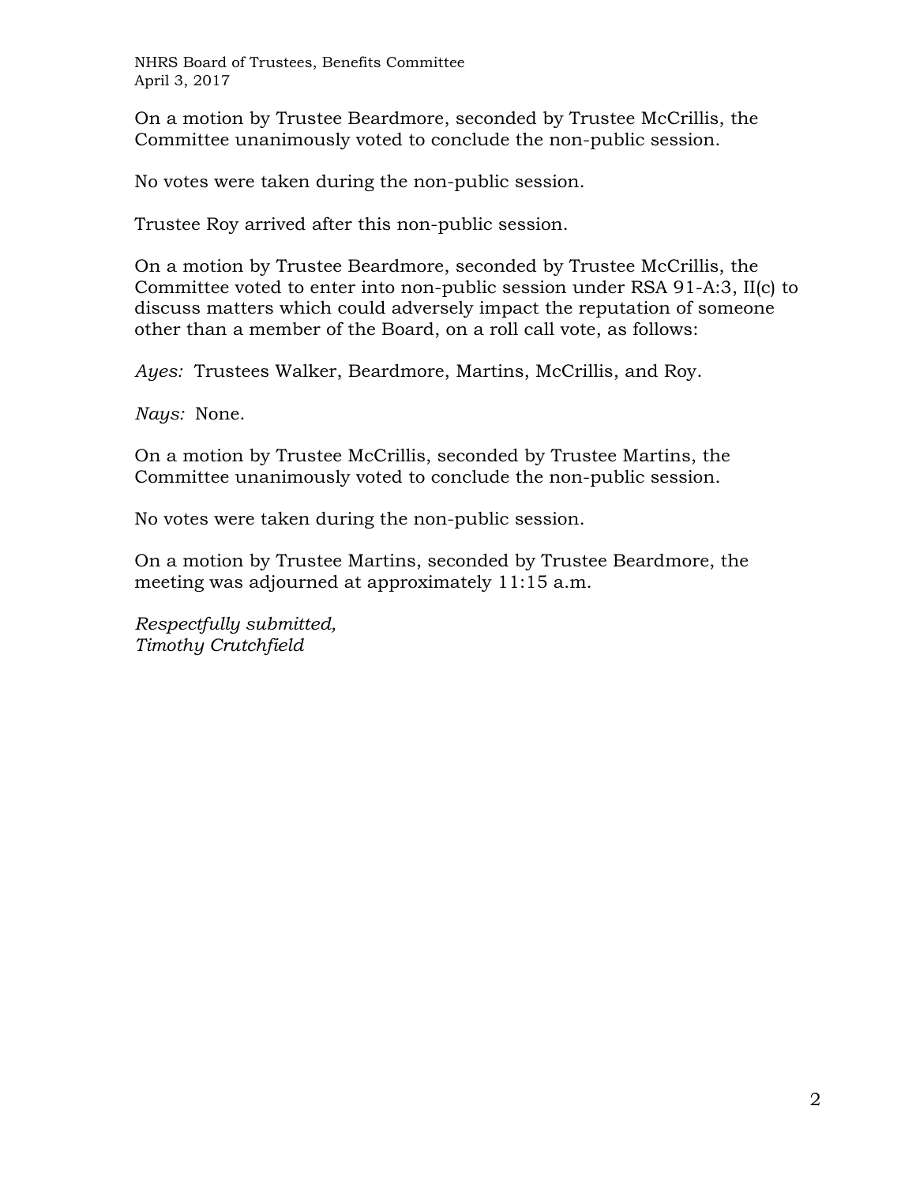On a motion by Trustee Beardmore, seconded by Trustee McCrillis, the Committee unanimously voted to conclude the non-public session.

No votes were taken during the non-public session.

Trustee Roy arrived after this non-public session.

On a motion by Trustee Beardmore, seconded by Trustee McCrillis, the Committee voted to enter into non-public session under RSA 91-A:3, II(c) to discuss matters which could adversely impact the reputation of someone other than a member of the Board, on a roll call vote, as follows:

*Ayes:* Trustees Walker, Beardmore, Martins, McCrillis, and Roy.

*Nays:* None.

On a motion by Trustee McCrillis, seconded by Trustee Martins, the Committee unanimously voted to conclude the non-public session.

No votes were taken during the non-public session.

On a motion by Trustee Martins, seconded by Trustee Beardmore, the meeting was adjourned at approximately 11:15 a.m.

*Respectfully submitted,*
*Timothy Crutchfield*